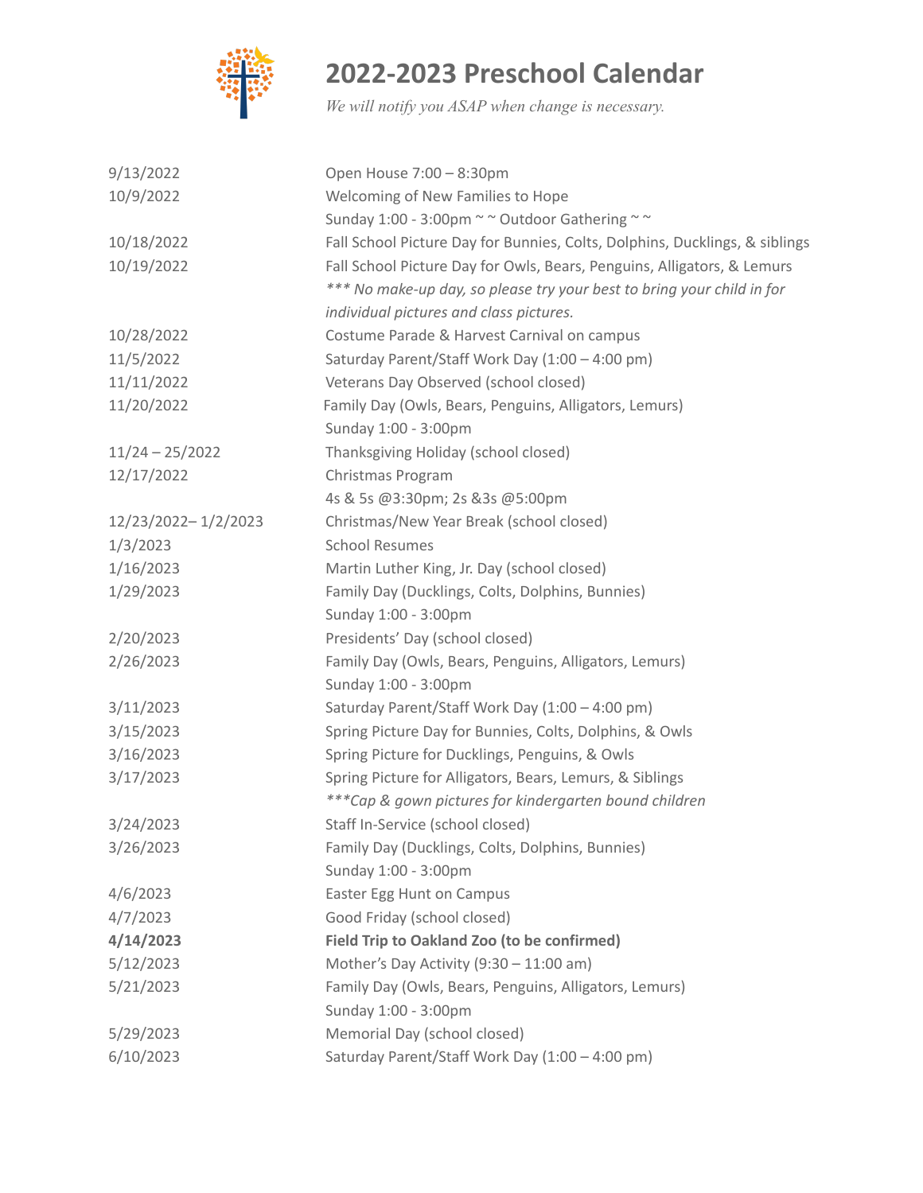# 2022-2023 Preschool Calendar

*We will notify you ASAP when change is necessary.*

| Date | Event |
|---|---|
| 9/13/2022 | Open House 7:00 – 8:30pm |
| 10/9/2022 | Welcoming of New Families to Hope<br>Sunday 1:00 - 3:00pm ~ ~ Outdoor Gathering ~ ~ |
| 10/18/2022 | Fall School Picture Day for Bunnies, Colts, Dolphins, Ducklings, & siblings |
| 10/19/2022 | Fall School Picture Day for Owls, Bears, Penguins, Alligators, & Lemurs<br>*\*\*\* No make-up day, so please try your best to bring your child in for individual pictures and class pictures.* |
| 10/28/2022 | Costume Parade & Harvest Carnival on campus |
| 11/5/2022 | Saturday Parent/Staff Work Day (1:00 – 4:00 pm) |
| 11/11/2022 | Veterans Day Observed (school closed) |
| 11/20/2022 | Family Day (Owls, Bears, Penguins, Alligators, Lemurs)<br>Sunday 1:00 - 3:00pm |
| 11/24 – 25/2022 | Thanksgiving Holiday (school closed) |
| 12/17/2022 | Christmas Program<br>4s & 5s @3:30pm; 2s &3s @5:00pm |
| 12/23/2022– 1/2/2023 | Christmas/New Year Break (school closed) |
| 1/3/2023 | School Resumes |
| 1/16/2023 | Martin Luther King, Jr. Day (school closed) |
| 1/29/2023 | Family Day (Ducklings, Colts, Dolphins, Bunnies)<br>Sunday 1:00 - 3:00pm |
| 2/20/2023 | Presidents' Day (school closed) |
| 2/26/2023 | Family Day (Owls, Bears, Penguins, Alligators, Lemurs)<br>Sunday 1:00 - 3:00pm |
| 3/11/2023 | Saturday Parent/Staff Work Day (1:00 – 4:00 pm) |
| 3/15/2023 | Spring Picture Day for Bunnies, Colts, Dolphins, & Owls |
| 3/16/2023 | Spring Picture for Ducklings, Penguins, & Owls |
| 3/17/2023 | Spring Picture for Alligators, Bears, Lemurs, & Siblings<br>*\*\*\*Cap & gown pictures for kindergarten bound children* |
| 3/24/2023 | Staff In-Service (school closed) |
| 3/26/2023 | Family Day (Ducklings, Colts, Dolphins, Bunnies)<br>Sunday 1:00 - 3:00pm |
| 4/6/2023 | Easter Egg Hunt on Campus |
| 4/7/2023 | Good Friday (school closed) |
| **4/14/2023** | **Field Trip to Oakland Zoo (to be confirmed)** |
| 5/12/2023 | Mother's Day Activity (9:30 – 11:00 am) |
| 5/21/2023 | Family Day (Owls, Bears, Penguins, Alligators, Lemurs)<br>Sunday 1:00 - 3:00pm |
| 5/29/2023 | Memorial Day (school closed) |
| 6/10/2023 | Saturday Parent/Staff Work Day (1:00 – 4:00 pm) |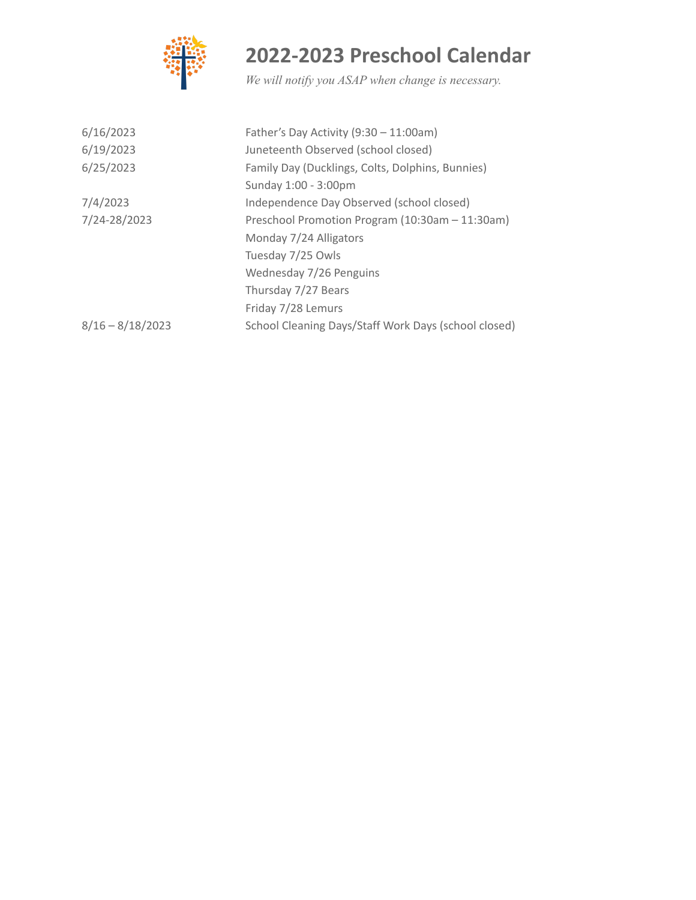# 2022-2023 Preschool Calendar

*We will notify you ASAP when change is necessary.*

| | |
|---|---|
| 6/16/2023 | Father's Day Activity (9:30 – 11:00am) |
| 6/19/2023 | Juneteenth Observed (school closed) |
| 6/25/2023 | Family Day (Ducklings, Colts, Dolphins, Bunnies)<br>Sunday 1:00 - 3:00pm |
| 7/4/2023 | Independence Day Observed (school closed) |
| 7/24-28/2023 | Preschool Promotion Program (10:30am – 11:30am)<br>Monday 7/24 Alligators<br>Tuesday 7/25 Owls<br>Wednesday 7/26 Penguins<br>Thursday 7/27 Bears<br>Friday 7/28 Lemurs |
| 8/16 – 8/18/2023 | School Cleaning Days/Staff Work Days (school closed) |